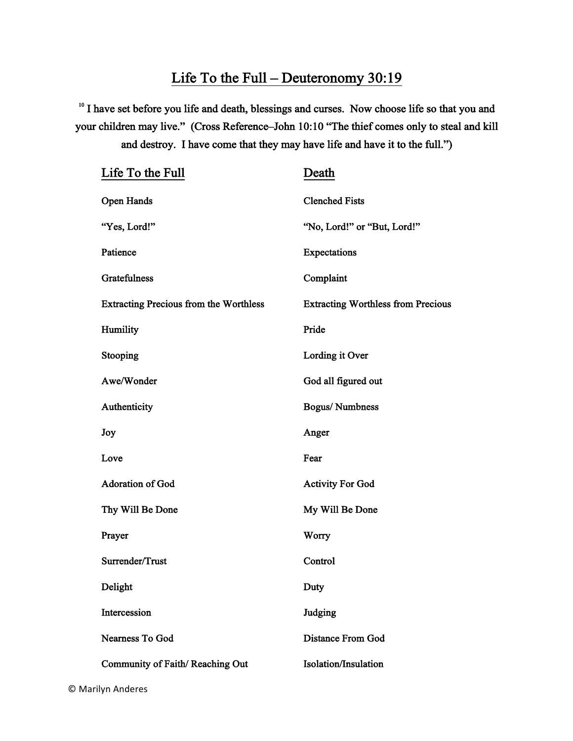# Life To the Full – Deuteronomy 30:19

[10] I have set before you life and death, blessings and curses. Now choose life so that you and your children may live." (Cross Reference–John 10:10 "The thief comes only to steal and kill and destroy. I have come that they may have life and have it to the full.")

| Life To the Full | Death |
| --- | --- |
| Open Hands | Clenched Fists |
| "Yes, Lord!" | "No, Lord!" or "But, Lord!" |
| Patience | Expectations |
| Gratefulness | Complaint |
| Extracting Precious from the Worthless | Extracting Worthless from Precious |
| Humility | Pride |
| Stooping | Lording it Over |
| Awe/Wonder | God all figured out |
| Authenticity | Bogus/ Numbness |
| Joy | Anger |
| Love | Fear |
| Adoration of God | Activity For God |
| Thy Will Be Done | My Will Be Done |
| Prayer | Worry |
| Surrender/Trust | Control |
| Delight | Duty |
| Intercession | Judging |
| Nearness To God | Distance From God |
| Community of Faith/ Reaching Out | Isolation/Insulation |

© Marilyn Anderes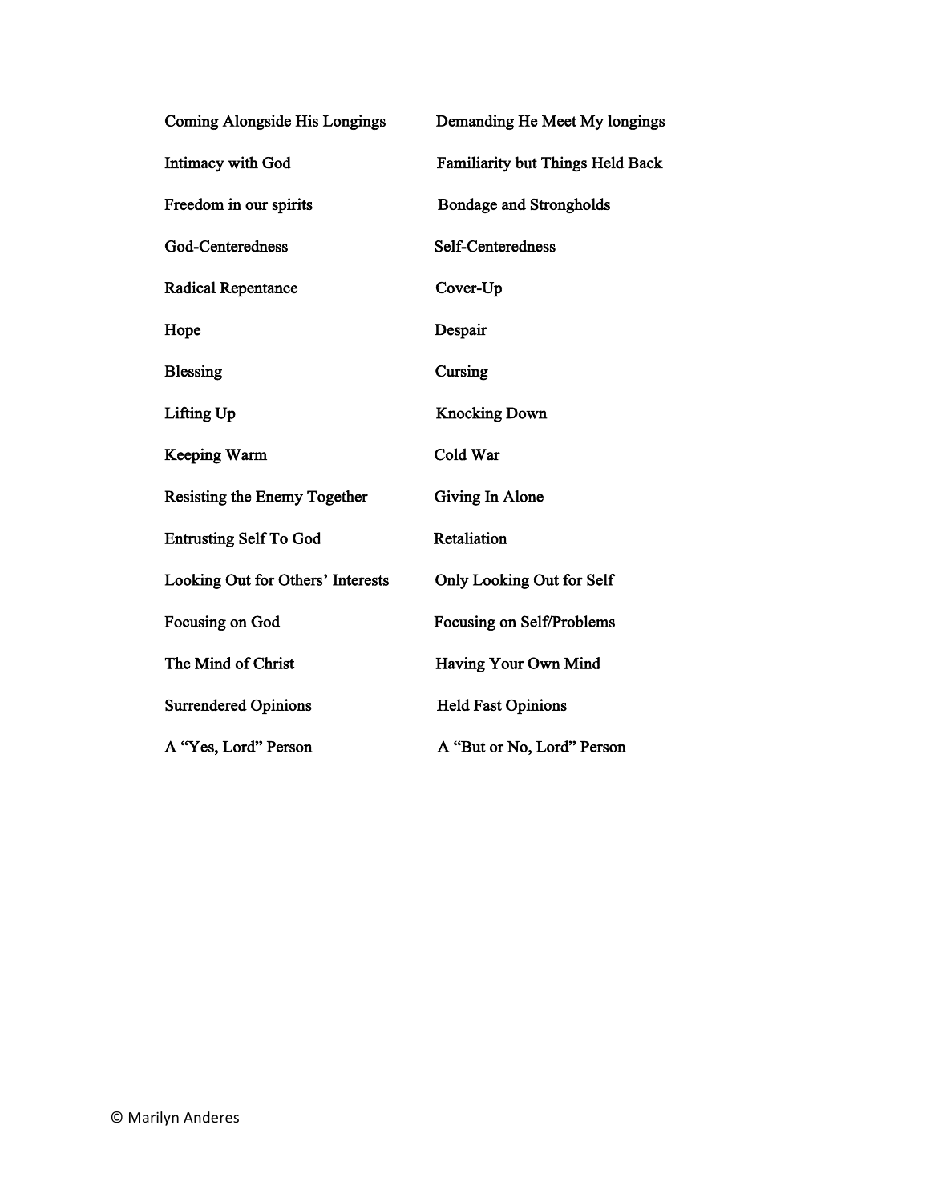| | |
|---|---|
| Coming Alongside His Longings | Demanding He Meet My longings |
| Intimacy with God | Familiarity but Things Held Back |
| Freedom in our spirits | Bondage and Strongholds |
| God-Centeredness | Self-Centeredness |
| Radical Repentance | Cover-Up |
| Hope | Despair |
| Blessing | Cursing |
| Lifting Up | Knocking Down |
| Keeping Warm | Cold War |
| Resisting the Enemy Together | Giving In Alone |
| Entrusting Self To God | Retaliation |
| Looking Out for Others' Interests | Only Looking Out for Self |
| Focusing on God | Focusing on Self/Problems |
| The Mind of Christ | Having Your Own Mind |
| Surrendered Opinions | Held Fast Opinions |
| A "Yes, Lord" Person | A "But or No, Lord" Person |

© Marilyn Anderes